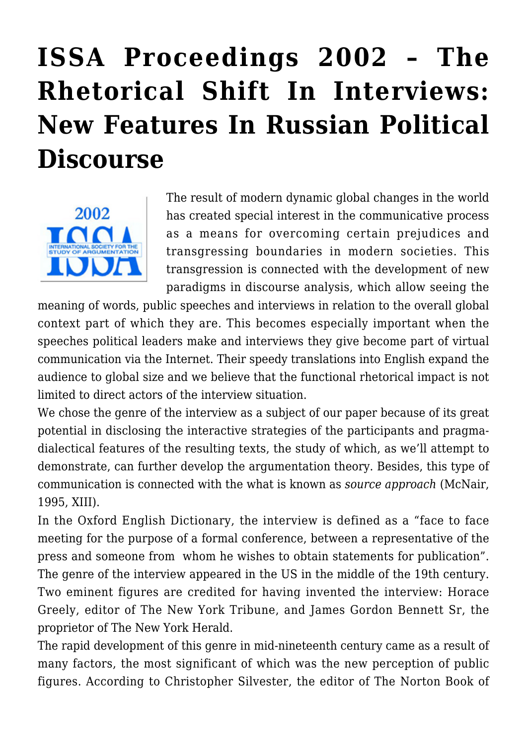# ISSA Proceedings 2002 – The Rhetorical Shift In Interviews: New Features In Russian Political Discourse

The result of modern dynamic global changes in the world has created special interest in the communicative process as a means for overcoming certain prejudices and transgressing boundaries in modern societies. This transgression is connected with the development of new paradigms in discourse analysis, which allow seeing the meaning of words, public speeches and interviews in relation to the overall global context part of which they are. This becomes especially important when the speeches political leaders make and interviews they give become part of virtual communication via the Internet. Their speedy translations into English expand the audience to global size and we believe that the functional rhetorical impact is not limited to direct actors of the interview situation.

We chose the genre of the interview as a subject of our paper because of its great potential in disclosing the interactive strategies of the participants and pragma-dialectical features of the resulting texts, the study of which, as we'll attempt to demonstrate, can further develop the argumentation theory. Besides, this type of communication is connected with the what is known as *source approach* (McNair, 1995, XIII).

In the Oxford English Dictionary, the interview is defined as a "face to face meeting for the purpose of a formal conference, between a representative of the press and someone from whom he wishes to obtain statements for publication". The genre of the interview appeared in the US in the middle of the 19th century. Two eminent figures are credited for having invented the interview: Horace Greely, editor of The New York Tribune, and James Gordon Bennett Sr, the proprietor of The New York Herald.

The rapid development of this genre in mid-nineteenth century came as a result of many factors, the most significant of which was the new perception of public figures. According to Christopher Silvester, the editor of The Norton Book of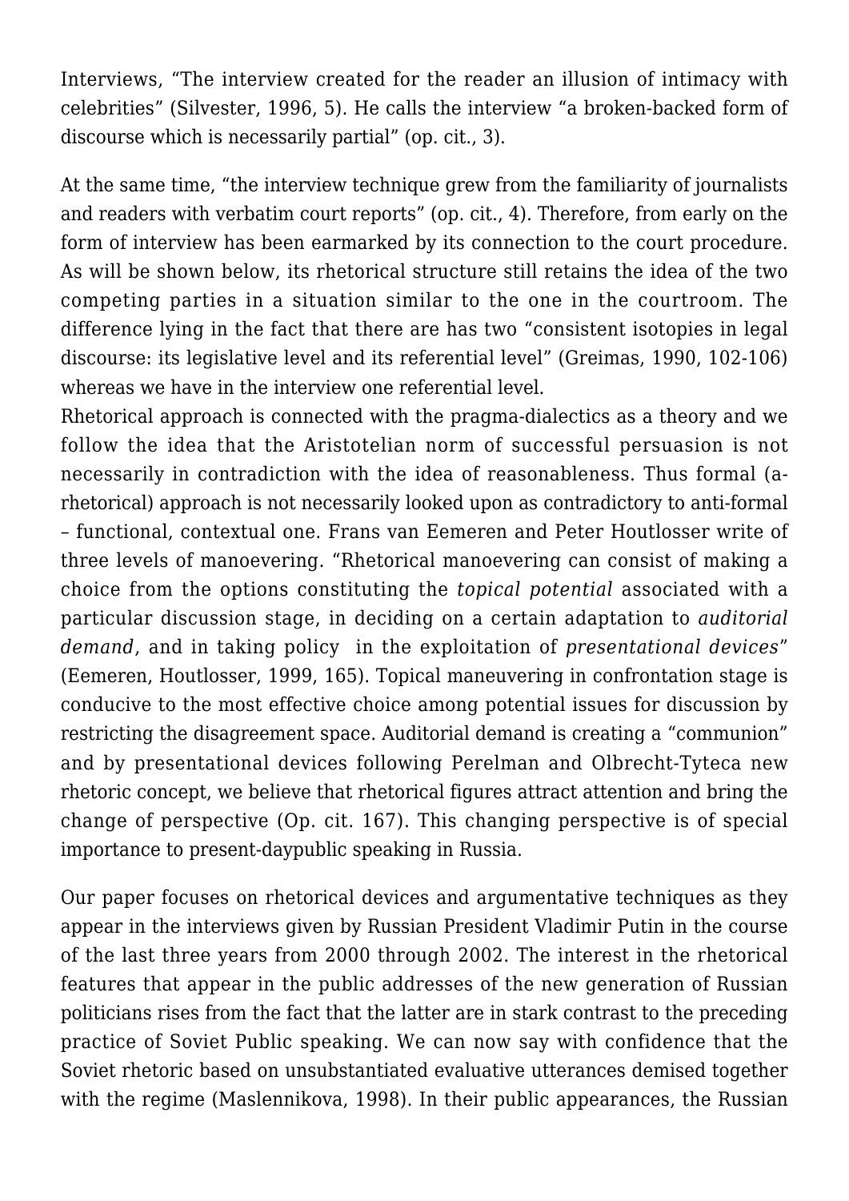Interviews, "The interview created for the reader an illusion of intimacy with celebrities" (Silvester, 1996, 5). He calls the interview "a broken-backed form of discourse which is necessarily partial" (op. cit., 3).

At the same time, "the interview technique grew from the familiarity of journalists and readers with verbatim court reports" (op. cit., 4). Therefore, from early on the form of interview has been earmarked by its connection to the court procedure. As will be shown below, its rhetorical structure still retains the idea of the two competing parties in a situation similar to the one in the courtroom. The difference lying in the fact that there are has two "consistent isotopies in legal discourse: its legislative level and its referential level" (Greimas, 1990, 102-106) whereas we have in the interview one referential level.

Rhetorical approach is connected with the pragma-dialectics as a theory and we follow the idea that the Aristotelian norm of successful persuasion is not necessarily in contradiction with the idea of reasonableness. Thus formal (a-rhetorical) approach is not necessarily looked upon as contradictory to anti-formal – functional, contextual one. Frans van Eemeren and Peter Houtlosser write of three levels of manoevering. "Rhetorical manoevering can consist of making a choice from the options constituting the *topical potential* associated with a particular discussion stage, in deciding on a certain adaptation to *auditorial demand*, and in taking policy in the exploitation of *presentational devices*" (Eemeren, Houtlosser, 1999, 165). Topical maneuvering in confrontation stage is conducive to the most effective choice among potential issues for discussion by restricting the disagreement space. Auditorial demand is creating a "communion" and by presentational devices following Perelman and Olbrecht-Tyteca new rhetoric concept, we believe that rhetorical figures attract attention and bring the change of perspective (Op. cit. 167). This changing perspective is of special importance to present-daypublic speaking in Russia.

Our paper focuses on rhetorical devices and argumentative techniques as they appear in the interviews given by Russian President Vladimir Putin in the course of the last three years from 2000 through 2002. The interest in the rhetorical features that appear in the public addresses of the new generation of Russian politicians rises from the fact that the latter are in stark contrast to the preceding practice of Soviet Public speaking. We can now say with confidence that the Soviet rhetoric based on unsubstantiated evaluative utterances demised together with the regime (Maslennikova, 1998). In their public appearances, the Russian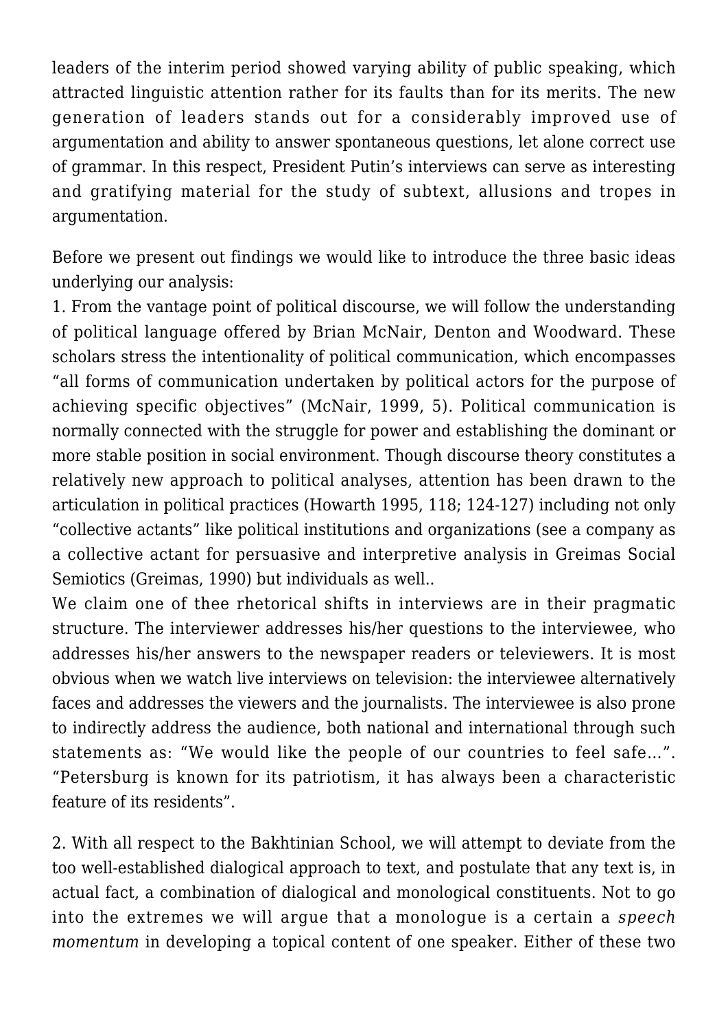leaders of the interim period showed varying ability of public speaking, which attracted linguistic attention rather for its faults than for its merits. The new generation of leaders stands out for a considerably improved use of argumentation and ability to answer spontaneous questions, let alone correct use of grammar. In this respect, President Putin's interviews can serve as interesting and gratifying material for the study of subtext, allusions and tropes in argumentation.

Before we present out findings we would like to introduce the three basic ideas underlying our analysis:

1. From the vantage point of political discourse, we will follow the understanding of political language offered by Brian McNair, Denton and Woodward. These scholars stress the intentionality of political communication, which encompasses "all forms of communication undertaken by political actors for the purpose of achieving specific objectives" (McNair, 1999, 5). Political communication is normally connected with the struggle for power and establishing the dominant or more stable position in social environment. Though discourse theory constitutes a relatively new approach to political analyses, attention has been drawn to the articulation in political practices (Howarth 1995, 118; 124-127) including not only "collective actants" like political institutions and organizations (see a company as a collective actant for persuasive and interpretive analysis in Greimas Social Semiotics (Greimas, 1990) but individuals as well..

We claim one of thee rhetorical shifts in interviews are in their pragmatic structure. The interviewer addresses his/her questions to the interviewee, who addresses his/her answers to the newspaper readers or televiewers. It is most obvious when we watch live interviews on television: the interviewee alternatively faces and addresses the viewers and the journalists. The interviewee is also prone to indirectly address the audience, both national and international through such statements as: "We would like the people of our countries to feel safe…". "Petersburg is known for its patriotism, it has always been a characteristic feature of its residents".

2. With all respect to the Bakhtinian School, we will attempt to deviate from the too well-established dialogical approach to text, and postulate that any text is, in actual fact, a combination of dialogical and monological constituents. Not to go into the extremes we will argue that a monologue is a certain a *speech momentum* in developing a topical content of one speaker. Either of these two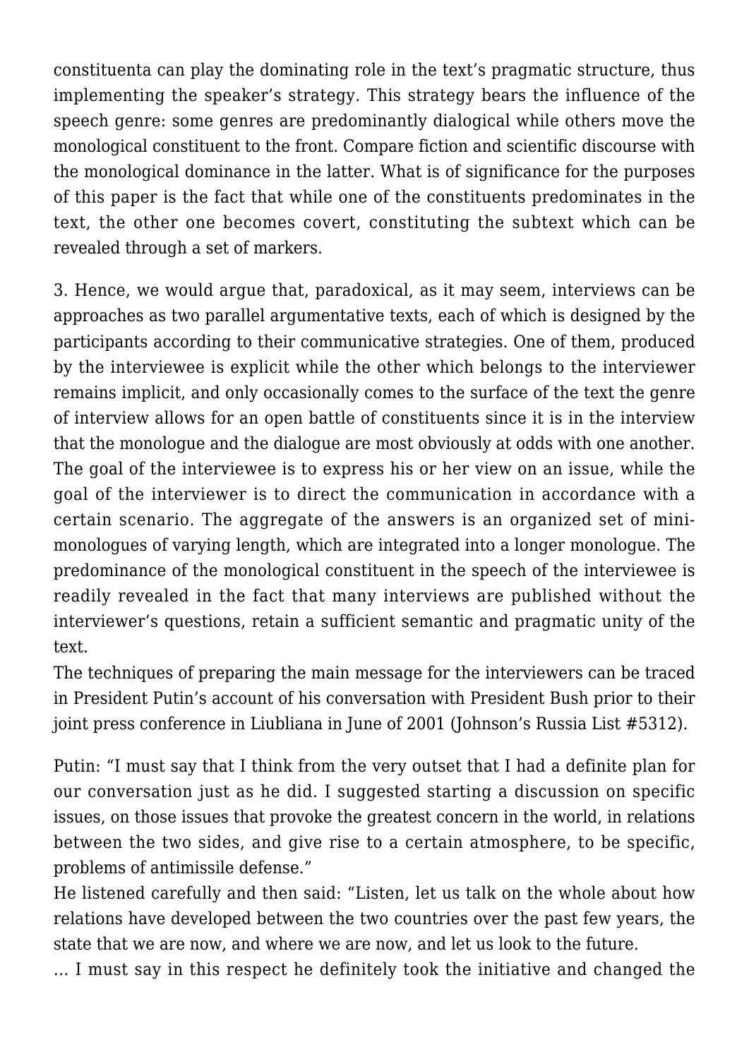constituenta can play the dominating role in the text's pragmatic structure, thus implementing the speaker's strategy. This strategy bears the influence of the speech genre: some genres are predominantly dialogical while others move the monological constituent to the front. Compare fiction and scientific discourse with the monological dominance in the latter. What is of significance for the purposes of this paper is the fact that while one of the constituents predominates in the text, the other one becomes covert, constituting the subtext which can be revealed through a set of markers.

3. Hence, we would argue that, paradoxical, as it may seem, interviews can be approaches as two parallel argumentative texts, each of which is designed by the participants according to their communicative strategies. One of them, produced by the interviewee is explicit while the other which belongs to the interviewer remains implicit, and only occasionally comes to the surface of the text the genre of interview allows for an open battle of constituents since it is in the interview that the monologue and the dialogue are most obviously at odds with one another. The goal of the interviewee is to express his or her view on an issue, while the goal of the interviewer is to direct the communication in accordance with a certain scenario. The aggregate of the answers is an organized set of mini-monologues of varying length, which are integrated into a longer monologue. The predominance of the monological constituent in the speech of the interviewee is readily revealed in the fact that many interviews are published without the interviewer's questions, retain a sufficient semantic and pragmatic unity of the text.
The techniques of preparing the main message for the interviewers can be traced in President Putin's account of his conversation with President Bush prior to their joint press conference in Liubliana in June of 2001 (Johnson's Russia List #5312).

Putin: "I must say that I think from the very outset that I had a definite plan for our conversation just as he did. I suggested starting a discussion on specific issues, on those issues that provoke the greatest concern in the world, in relations between the two sides, and give rise to a certain atmosphere, to be specific, problems of antimissile defense."
He listened carefully and then said: "Listen, let us talk on the whole about how relations have developed between the two countries over the past few years, the state that we are now, and where we are now, and let us look to the future.
… I must say in this respect he definitely took the initiative and changed the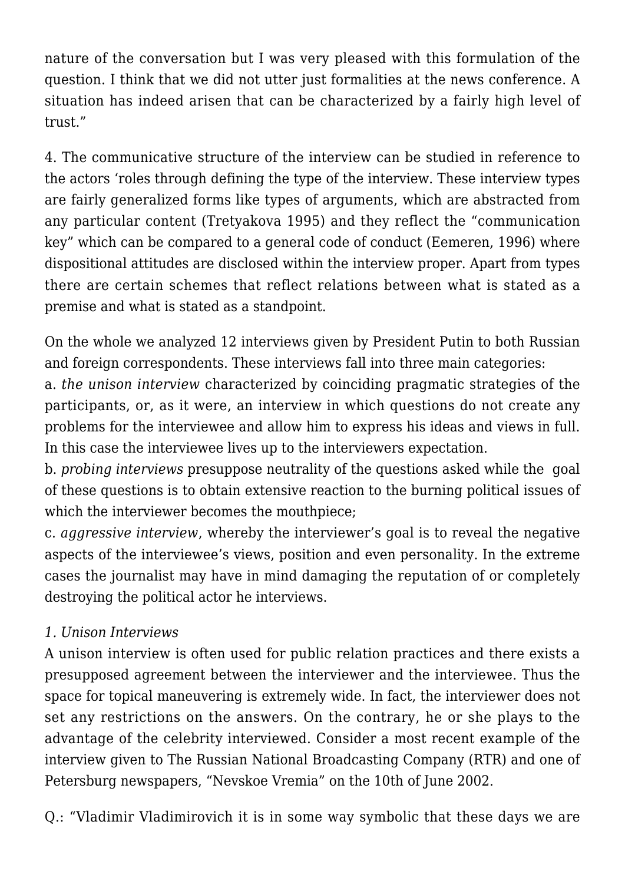nature of the conversation but I was very pleased with this formulation of the question. I think that we did not utter just formalities at the news conference. A situation has indeed arisen that can be characterized by a fairly high level of trust."

4. The communicative structure of the interview can be studied in reference to the actors 'roles through defining the type of the interview. These interview types are fairly generalized forms like types of arguments, which are abstracted from any particular content (Tretyakova 1995) and they reflect the "communication key" which can be compared to a general code of conduct (Eemeren, 1996) where dispositional attitudes are disclosed within the interview proper. Apart from types there are certain schemes that reflect relations between what is stated as a premise and what is stated as a standpoint.

On the whole we analyzed 12 interviews given by President Putin to both Russian and foreign correspondents. These interviews fall into three main categories:
a. *the unison interview* characterized by coinciding pragmatic strategies of the participants, or, as it were, an interview in which questions do not create any problems for the interviewee and allow him to express his ideas and views in full. In this case the interviewee lives up to the interviewers expectation.
b. *probing interviews* presuppose neutrality of the questions asked while the goal of these questions is to obtain extensive reaction to the burning political issues of which the interviewer becomes the mouthpiece;
c. *aggressive interview*, whereby the interviewer's goal is to reveal the negative aspects of the interviewee's views, position and even personality. In the extreme cases the journalist may have in mind damaging the reputation of or completely destroying the political actor he interviews.

*1. Unison Interviews*
A unison interview is often used for public relation practices and there exists a presupposed agreement between the interviewer and the interviewee. Thus the space for topical maneuvering is extremely wide. In fact, the interviewer does not set any restrictions on the answers. On the contrary, he or she plays to the advantage of the celebrity interviewed. Consider a most recent example of the interview given to The Russian National Broadcasting Company (RTR) and one of Petersburg newspapers, "Nevskoe Vremia" on the 10th of June 2002.

Q.: "Vladimir Vladimirovich it is in some way symbolic that these days we are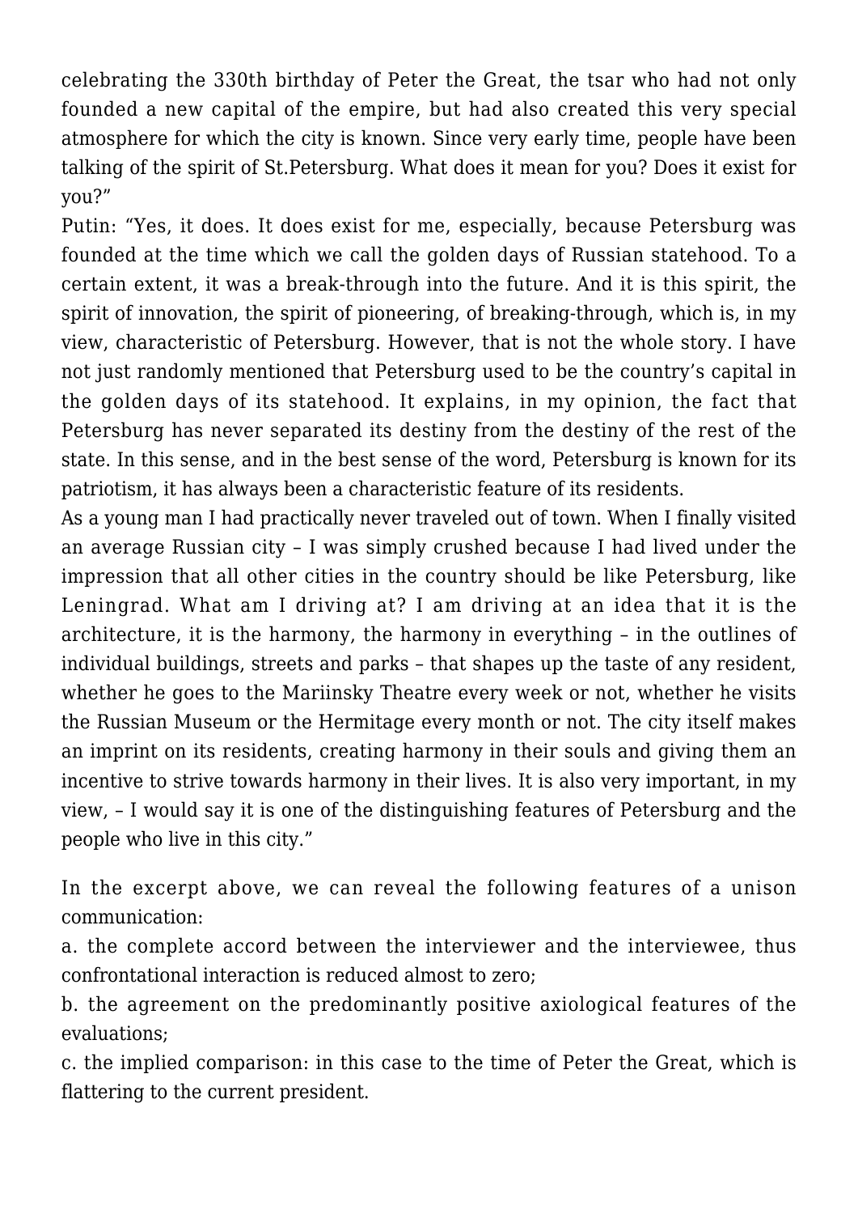celebrating the 330th birthday of Peter the Great, the tsar who had not only founded a new capital of the empire, but had also created this very special atmosphere for which the city is known. Since very early time, people have been talking of the spirit of St.Petersburg. What does it mean for you? Does it exist for you?"

Putin: "Yes, it does. It does exist for me, especially, because Petersburg was founded at the time which we call the golden days of Russian statehood. To a certain extent, it was a break-through into the future. And it is this spirit, the spirit of innovation, the spirit of pioneering, of breaking-through, which is, in my view, characteristic of Petersburg. However, that is not the whole story. I have not just randomly mentioned that Petersburg used to be the country's capital in the golden days of its statehood. It explains, in my opinion, the fact that Petersburg has never separated its destiny from the destiny of the rest of the state. In this sense, and in the best sense of the word, Petersburg is known for its patriotism, it has always been a characteristic feature of its residents.

As a young man I had practically never traveled out of town. When I finally visited an average Russian city – I was simply crushed because I had lived under the impression that all other cities in the country should be like Petersburg, like Leningrad. What am I driving at? I am driving at an idea that it is the architecture, it is the harmony, the harmony in everything – in the outlines of individual buildings, streets and parks – that shapes up the taste of any resident, whether he goes to the Mariinsky Theatre every week or not, whether he visits the Russian Museum or the Hermitage every month or not. The city itself makes an imprint on its residents, creating harmony in their souls and giving them an incentive to strive towards harmony in their lives. It is also very important, in my view, – I would say it is one of the distinguishing features of Petersburg and the people who live in this city."

In the excerpt above, we can reveal the following features of a unison communication:

a. the complete accord between the interviewer and the interviewee, thus confrontational interaction is reduced almost to zero;

b. the agreement on the predominantly positive axiological features of the evaluations;

c. the implied comparison: in this case to the time of Peter the Great, which is flattering to the current president.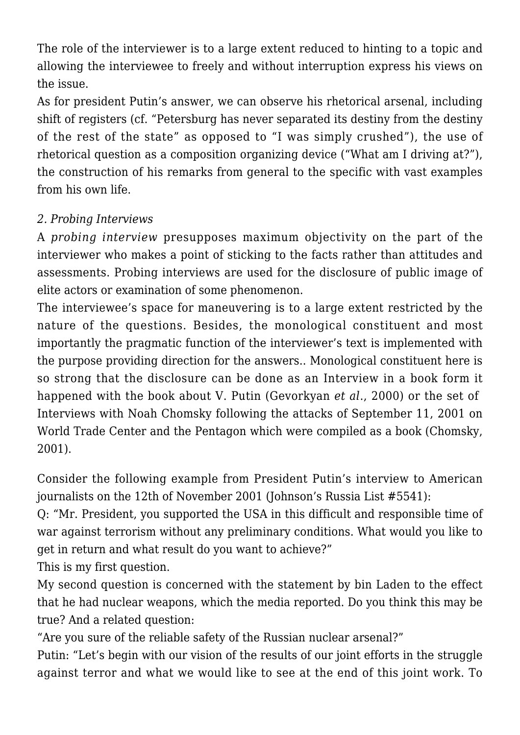The role of the interviewer is to a large extent reduced to hinting to a topic and allowing the interviewee to freely and without interruption express his views on the issue.

As for president Putin's answer, we can observe his rhetorical arsenal, including shift of registers (cf. "Petersburg has never separated its destiny from the destiny of the rest of the state" as opposed to "I was simply crushed"), the use of rhetorical question as a composition organizing device ("What am I driving at?"), the construction of his remarks from general to the specific with vast examples from his own life.

*2. Probing Interviews*

A *probing interview* presupposes maximum objectivity on the part of the interviewer who makes a point of sticking to the facts rather than attitudes and assessments. Probing interviews are used for the disclosure of public image of elite actors or examination of some phenomenon.

The interviewee's space for maneuvering is to a large extent restricted by the nature of the questions. Besides, the monological constituent and most importantly the pragmatic function of the interviewer's text is implemented with the purpose providing direction for the answers.. Monological constituent here is so strong that the disclosure can be done as an Interview in a book form it happened with the book about V. Putin (Gevorkyan *et al.*, 2000) or the set of Interviews with Noah Chomsky following the attacks of September 11, 2001 on World Trade Center and the Pentagon which were compiled as a book (Chomsky, 2001).

Consider the following example from President Putin's interview to American journalists on the 12th of November 2001 (Johnson's Russia List #5541):

Q: "Mr. President, you supported the USA in this difficult and responsible time of war against terrorism without any preliminary conditions. What would you like to get in return and what result do you want to achieve?"

This is my first question.

My second question is concerned with the statement by bin Laden to the effect that he had nuclear weapons, which the media reported. Do you think this may be true? And a related question:

"Are you sure of the reliable safety of the Russian nuclear arsenal?"

Putin: "Let's begin with our vision of the results of our joint efforts in the struggle against terror and what we would like to see at the end of this joint work. To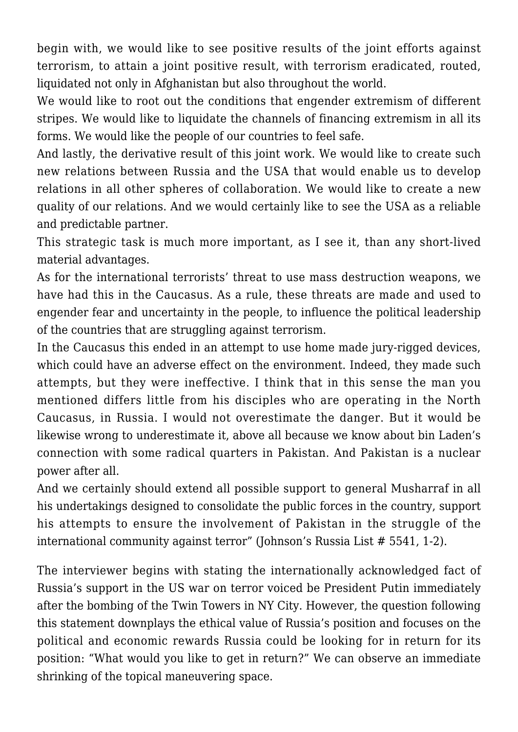begin with, we would like to see positive results of the joint efforts against terrorism, to attain a joint positive result, with terrorism eradicated, routed, liquidated not only in Afghanistan but also throughout the world.

We would like to root out the conditions that engender extremism of different stripes. We would like to liquidate the channels of financing extremism in all its forms. We would like the people of our countries to feel safe.

And lastly, the derivative result of this joint work. We would like to create such new relations between Russia and the USA that would enable us to develop relations in all other spheres of collaboration. We would like to create a new quality of our relations. And we would certainly like to see the USA as a reliable and predictable partner.

This strategic task is much more important, as I see it, than any short-lived material advantages.

As for the international terrorists' threat to use mass destruction weapons, we have had this in the Caucasus. As a rule, these threats are made and used to engender fear and uncertainty in the people, to influence the political leadership of the countries that are struggling against terrorism.

In the Caucasus this ended in an attempt to use home made jury-rigged devices, which could have an adverse effect on the environment. Indeed, they made such attempts, but they were ineffective. I think that in this sense the man you mentioned differs little from his disciples who are operating in the North Caucasus, in Russia. I would not overestimate the danger. But it would be likewise wrong to underestimate it, above all because we know about bin Laden's connection with some radical quarters in Pakistan. And Pakistan is a nuclear power after all.

And we certainly should extend all possible support to general Musharraf in all his undertakings designed to consolidate the public forces in the country, support his attempts to ensure the involvement of Pakistan in the struggle of the international community against terror" (Johnson's Russia List # 5541, 1-2).

The interviewer begins with stating the internationally acknowledged fact of Russia's support in the US war on terror voiced be President Putin immediately after the bombing of the Twin Towers in NY City. However, the question following this statement downplays the ethical value of Russia's position and focuses on the political and economic rewards Russia could be looking for in return for its position: "What would you like to get in return?" We can observe an immediate shrinking of the topical maneuvering space.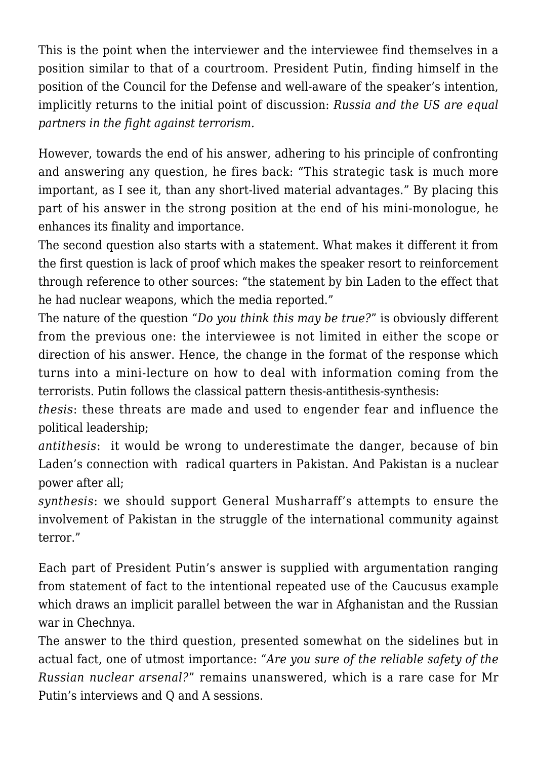This is the point when the interviewer and the interviewee find themselves in a position similar to that of a courtroom. President Putin, finding himself in the position of the Council for the Defense and well-aware of the speaker's intention, implicitly returns to the initial point of discussion: *Russia and the US are equal partners in the fight against terrorism.*

However, towards the end of his answer, adhering to his principle of confronting and answering any question, he fires back: "This strategic task is much more important, as I see it, than any short-lived material advantages." By placing this part of his answer in the strong position at the end of his mini-monologue, he enhances its finality and importance.

The second question also starts with a statement. What makes it different it from the first question is lack of proof which makes the speaker resort to reinforcement through reference to other sources: "the statement by bin Laden to the effect that he had nuclear weapons, which the media reported."

The nature of the question "*Do you think this may be true?*" is obviously different from the previous one: the interviewee is not limited in either the scope or direction of his answer. Hence, the change in the format of the response which turns into a mini-lecture on how to deal with information coming from the terrorists. Putin follows the classical pattern thesis-antithesis-synthesis:

*thesis*: these threats are made and used to engender fear and influence the political leadership;

*antithesis*: it would be wrong to underestimate the danger, because of bin Laden's connection with radical quarters in Pakistan. And Pakistan is a nuclear power after all;

*synthesis*: we should support General Musharraff's attempts to ensure the involvement of Pakistan in the struggle of the international community against terror."

Each part of President Putin's answer is supplied with argumentation ranging from statement of fact to the intentional repeated use of the Caucusus example which draws an implicit parallel between the war in Afghanistan and the Russian war in Chechnya.

The answer to the third question, presented somewhat on the sidelines but in actual fact, one of utmost importance: "*Are you sure of the reliable safety of the Russian nuclear arsenal?*" remains unanswered, which is a rare case for Mr Putin's interviews and Q and A sessions.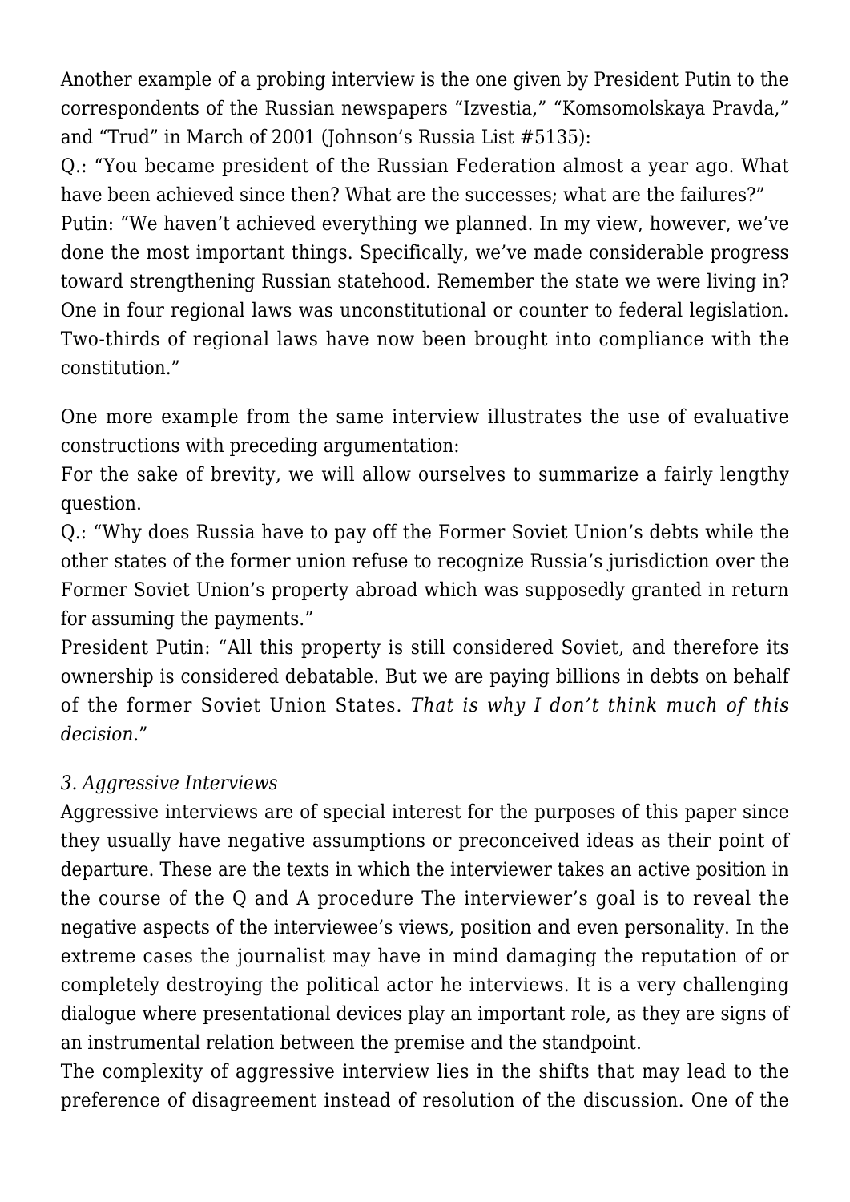Another example of a probing interview is the one given by President Putin to the correspondents of the Russian newspapers “Izvestia,” “Komsomolskaya Pravda,” and “Trud” in March of 2001 (Johnson’s Russia List #5135):

Q.: “You became president of the Russian Federation almost a year ago. What have been achieved since then? What are the successes; what are the failures?”

Putin: “We haven’t achieved everything we planned. In my view, however, we’ve done the most important things. Specifically, we’ve made considerable progress toward strengthening Russian statehood. Remember the state we were living in? One in four regional laws was unconstitutional or counter to federal legislation. Two-thirds of regional laws have now been brought into compliance with the constitution.”

One more example from the same interview illustrates the use of evaluative constructions with preceding argumentation:

For the sake of brevity, we will allow ourselves to summarize a fairly lengthy question.

Q.: “Why does Russia have to pay off the Former Soviet Union’s debts while the other states of the former union refuse to recognize Russia’s jurisdiction over the Former Soviet Union’s property abroad which was supposedly granted in return for assuming the payments.”

President Putin: “All this property is still considered Soviet, and therefore its ownership is considered debatable. But we are paying billions in debts on behalf of the former Soviet Union States. *That is why I don’t think much of this decision*.”

### *3. Aggressive Interviews*

Aggressive interviews are of special interest for the purposes of this paper since they usually have negative assumptions or preconceived ideas as their point of departure. These are the texts in which the interviewer takes an active position in the course of the Q and A procedure The interviewer’s goal is to reveal the negative aspects of the interviewee’s views, position and even personality. In the extreme cases the journalist may have in mind damaging the reputation of or completely destroying the political actor he interviews. It is a very challenging dialogue where presentational devices play an important role, as they are signs of an instrumental relation between the premise and the standpoint.

The complexity of aggressive interview lies in the shifts that may lead to the preference of disagreement instead of resolution of the discussion. One of the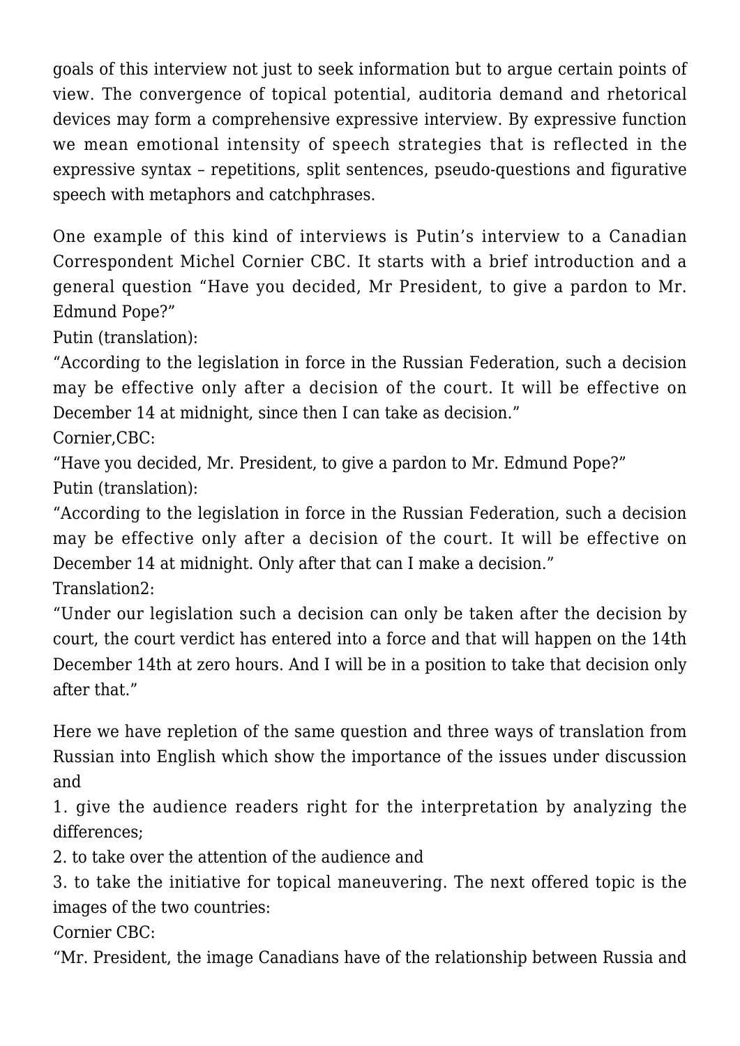goals of this interview not just to seek information but to argue certain points of view. The convergence of topical potential, auditoria demand and rhetorical devices may form a comprehensive expressive interview. By expressive function we mean emotional intensity of speech strategies that is reflected in the expressive syntax – repetitions, split sentences, pseudo-questions and figurative speech with metaphors and catchphrases.

One example of this kind of interviews is Putin's interview to a Canadian Correspondent Michel Cornier CBC. It starts with a brief introduction and a general question "Have you decided, Mr President, to give a pardon to Mr. Edmund Pope?"

Putin (translation):

"According to the legislation in force in the Russian Federation, such a decision may be effective only after a decision of the court. It will be effective on December 14 at midnight, since then I can take as decision."

Cornier,CBC:

"Have you decided, Mr. President, to give a pardon to Mr. Edmund Pope?"

Putin (translation):

"According to the legislation in force in the Russian Federation, such a decision may be effective only after a decision of the court. It will be effective on December 14 at midnight. Only after that can I make a decision."

Translation2:

"Under our legislation such a decision can only be taken after the decision by court, the court verdict has entered into a force and that will happen on the 14th December 14th at zero hours. And I will be in a position to take that decision only after that."

Here we have repletion of the same question and three ways of translation from Russian into English which show the importance of the issues under discussion and

1. give the audience readers right for the interpretation by analyzing the differences;
2. to take over the attention of the audience and
3. to take the initiative for topical maneuvering. The next offered topic is the images of the two countries:

Cornier CBC:

"Mr. President, the image Canadians have of the relationship between Russia and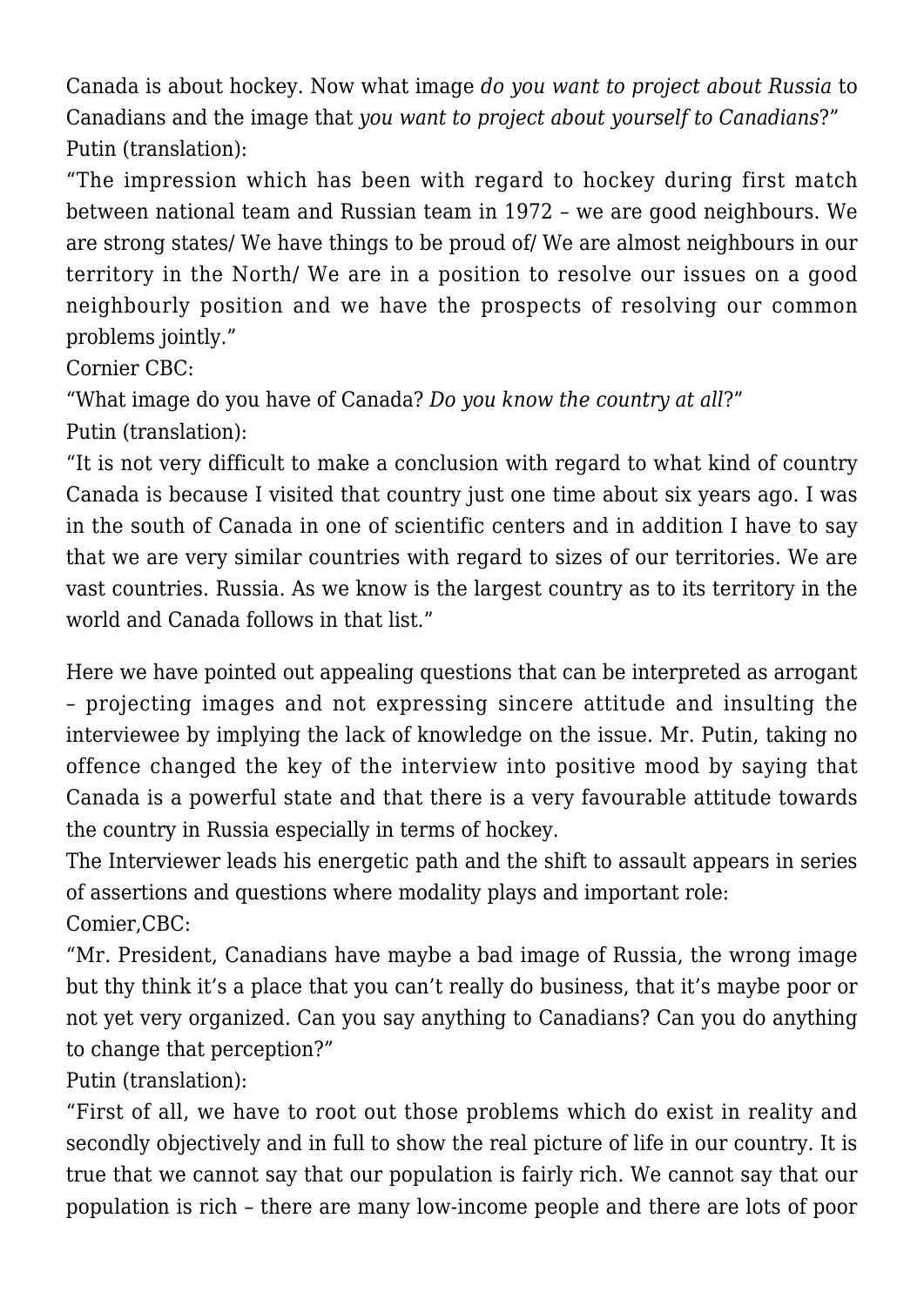Canada is about hockey. Now what image *do you want to project about Russia* to Canadians and the image that *you want to project about yourself to Canadians*?"

Putin (translation):

"The impression which has been with regard to hockey during first match between national team and Russian team in 1972 – we are good neighbours. We are strong states/ We have things to be proud of/ We are almost neighbours in our territory in the North/ We are in a position to resolve our issues on a good neighbourly position and we have the prospects of resolving our common problems jointly."

Cornier CBC:

"What image do you have of Canada? *Do you know the country at all*?"

Putin (translation):

"It is not very difficult to make a conclusion with regard to what kind of country Canada is because I visited that country just one time about six years ago. I was in the south of Canada in one of scientific centers and in addition I have to say that we are very similar countries with regard to sizes of our territories. We are vast countries. Russia. As we know is the largest country as to its territory in the world and Canada follows in that list."

Here we have pointed out appealing questions that can be interpreted as arrogant – projecting images and not expressing sincere attitude and insulting the interviewee by implying the lack of knowledge on the issue. Mr. Putin, taking no offence changed the key of the interview into positive mood by saying that Canada is a powerful state and that there is a very favourable attitude towards the country in Russia especially in terms of hockey.

The Interviewer leads his energetic path and the shift to assault appears in series of assertions and questions where modality plays and important role:

Comier,CBC:

"Mr. President, Canadians have maybe a bad image of Russia, the wrong image but thy think it's a place that you can't really do business, that it's maybe poor or not yet very organized. Can you say anything to Canadians? Can you do anything to change that perception?"

Putin (translation):

"First of all, we have to root out those problems which do exist in reality and secondly objectively and in full to show the real picture of life in our country. It is true that we cannot say that our population is fairly rich. We cannot say that our population is rich – there are many low-income people and there are lots of poor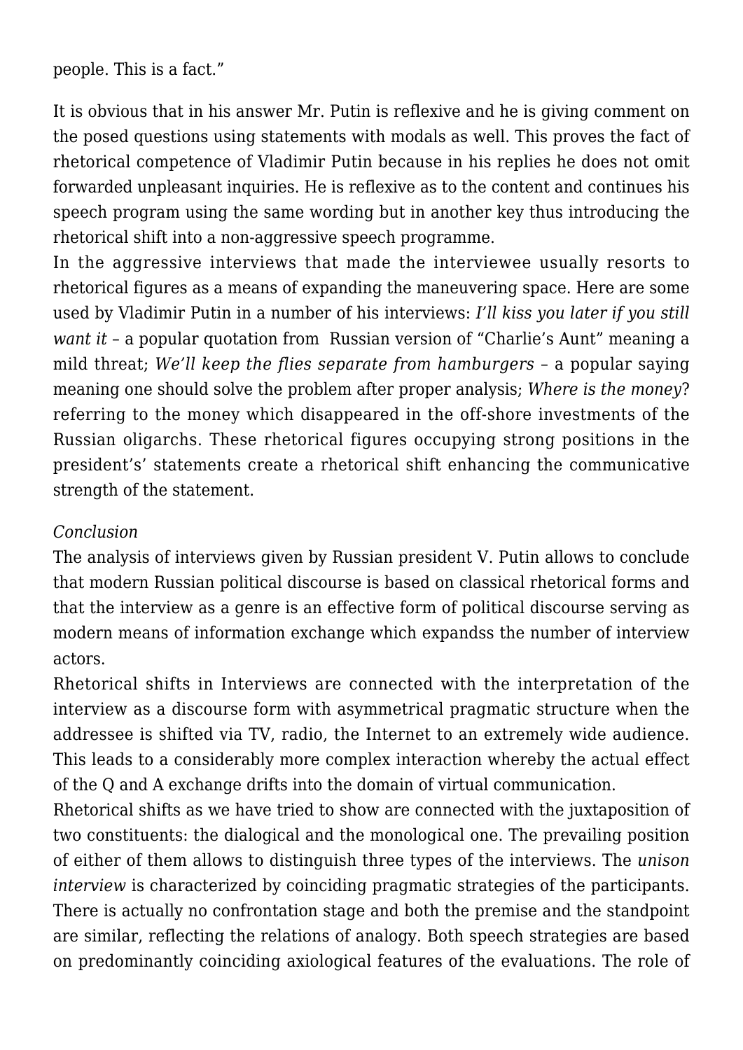people. This is a fact."

It is obvious that in his answer Mr. Putin is reflexive and he is giving comment on the posed questions using statements with modals as well. This proves the fact of rhetorical competence of Vladimir Putin because in his replies he does not omit forwarded unpleasant inquiries. He is reflexive as to the content and continues his speech program using the same wording but in another key thus introducing the rhetorical shift into a non-aggressive speech programme.

In the aggressive interviews that made the interviewee usually resorts to rhetorical figures as a means of expanding the maneuvering space. Here are some used by Vladimir Putin in a number of his interviews: *I'll kiss you later if you still want it* – a popular quotation from Russian version of "Charlie's Aunt" meaning a mild threat; *We'll keep the flies separate from hamburgers* – a popular saying meaning one should solve the problem after proper analysis; *Where is the money*? referring to the money which disappeared in the off-shore investments of the Russian oligarchs. These rhetorical figures occupying strong positions in the president's' statements create a rhetorical shift enhancing the communicative strength of the statement.

*Conclusion*

The analysis of interviews given by Russian president V. Putin allows to conclude that modern Russian political discourse is based on classical rhetorical forms and that the interview as a genre is an effective form of political discourse serving as modern means of information exchange which expandss the number of interview actors.

Rhetorical shifts in Interviews are connected with the interpretation of the interview as a discourse form with asymmetrical pragmatic structure when the addressee is shifted via TV, radio, the Internet to an extremely wide audience. This leads to a considerably more complex interaction whereby the actual effect of the Q and A exchange drifts into the domain of virtual communication.

Rhetorical shifts as we have tried to show are connected with the juxtaposition of two constituents: the dialogical and the monological one. The prevailing position of either of them allows to distinguish three types of the interviews. The *unison interview* is characterized by coinciding pragmatic strategies of the participants. There is actually no confrontation stage and both the premise and the standpoint are similar, reflecting the relations of analogy. Both speech strategies are based on predominantly coinciding axiological features of the evaluations. The role of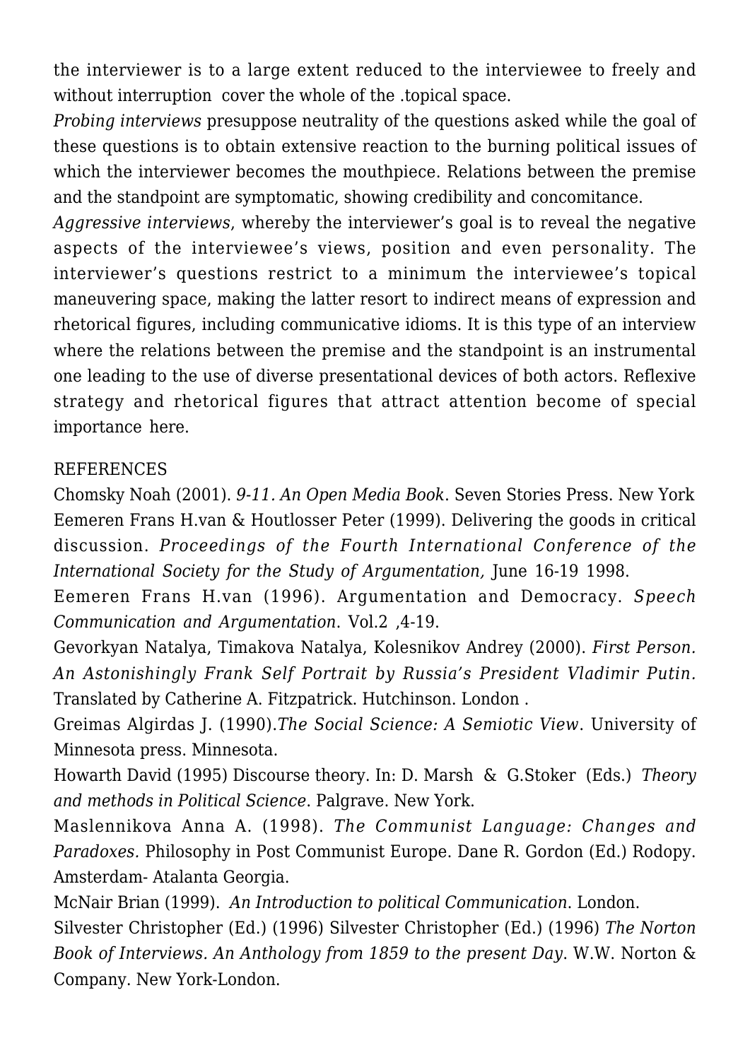the interviewer is to a large extent reduced to the interviewee to freely and without interruption cover the whole of the .topical space.

*Probing interviews* presuppose neutrality of the questions asked while the goal of these questions is to obtain extensive reaction to the burning political issues of which the interviewer becomes the mouthpiece. Relations between the premise and the standpoint are symptomatic, showing credibility and concomitance.

*Aggressive interviews*, whereby the interviewer's goal is to reveal the negative aspects of the interviewee's views, position and even personality. The interviewer's questions restrict to a minimum the interviewee's topical maneuvering space, making the latter resort to indirect means of expression and rhetorical figures, including communicative idioms. It is this type of an interview where the relations between the premise and the standpoint is an instrumental one leading to the use of diverse presentational devices of both actors. Reflexive strategy and rhetorical figures that attract attention become of special importance here.

REFERENCES

Chomsky Noah (2001). *9-11. An Open Media Book*. Seven Stories Press. New York

Eemeren Frans H.van & Houtlosser Peter (1999). Delivering the goods in critical discussion. *Proceedings of the Fourth International Conference of the International Society for the Study of Argumentation,* June 16-19 1998.

Eemeren Frans H.van (1996). Argumentation and Democracy. *Speech Communication and Argumentation*. Vol.2 ,4-19.

Gevorkyan Natalya, Timakova Natalya, Kolesnikov Andrey (2000). *First Person. An Astonishingly Frank Self Portrait by Russia's President Vladimir Putin.* Translated by Catherine A. Fitzpatrick. Hutchinson. London .

Greimas Algirdas J. (1990).*The Social Science: A Semiotic View*. University of Minnesota press. Minnesota.

Howarth David (1995) Discourse theory. In: D. Marsh & G.Stoker (Eds.) *Theory and methods in Political Science*. Palgrave. New York.

Maslennikova Anna A. (1998). *The Communist Language: Changes and Paradoxes.* Philosophy in Post Communist Europe. Dane R. Gordon (Ed.) Rodopy. Amsterdam- Atalanta Georgia.

McNair Brian (1999). *An Introduction to political Communication*. London.

Silvester Christopher (Ed.) (1996) Silvester Christopher (Ed.) (1996) *The Norton Book of Interviews. An Anthology from 1859 to the present Day*. W.W. Norton & Company. New York-London.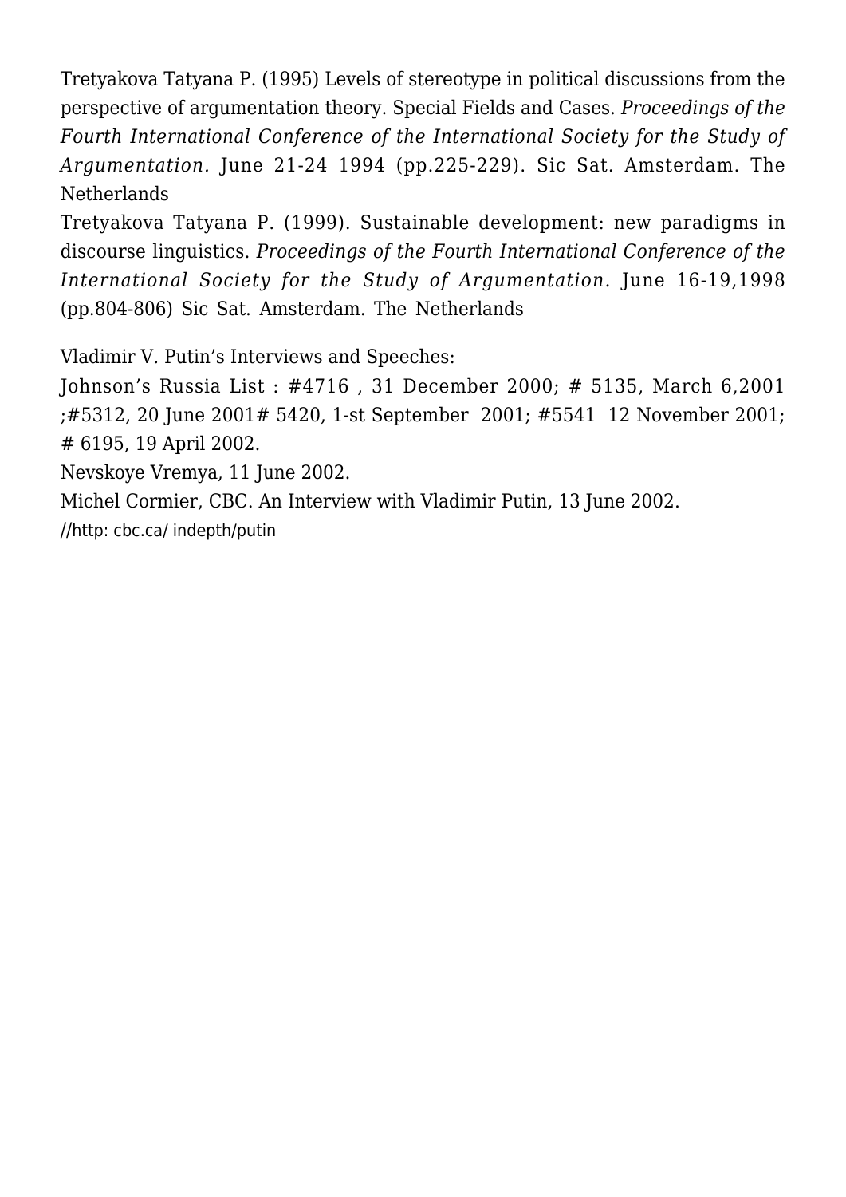Tretyakova Tatyana P. (1995) Levels of stereotype in political discussions from the perspective of argumentation theory. Special Fields and Cases. *Proceedings of the Fourth International Conference of the International Society for the Study of Argumentation.* June 21-24 1994 (pp.225-229). Sic Sat. Amsterdam. The Netherlands

Tretyakova Tatyana P. (1999). Sustainable development: new paradigms in discourse linguistics. *Proceedings of the Fourth International Conference of the International Society for the Study of Argumentation.* June 16-19,1998 (pp.804-806) Sic Sat. Amsterdam. The Netherlands

Vladimir V. Putin's Interviews and Speeches:

Johnson's Russia List : #4716 , 31 December 2000; # 5135, March 6,2001 ;#5312, 20 June 2001# 5420, 1-st September 2001; #5541 12 November 2001; # 6195, 19 April 2002.

Nevskoye Vremya, 11 June 2002.

Michel Cormier, CBC. An Interview with Vladimir Putin, 13 June 2002.

//http: cbc.ca/ indepth/putin